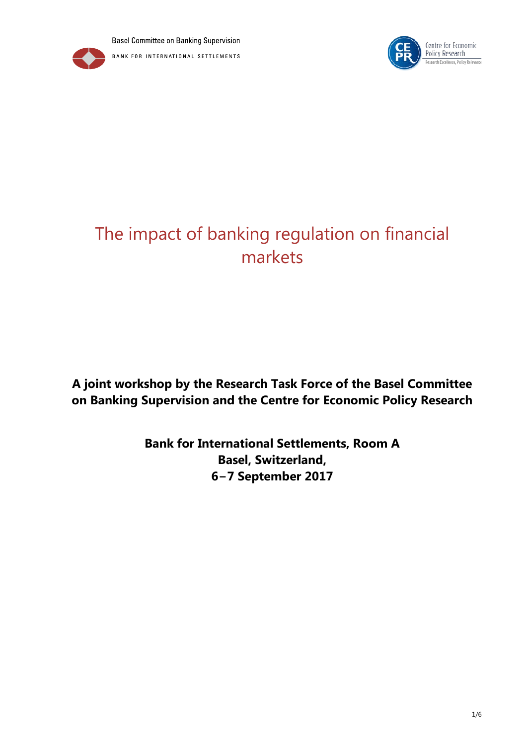Basel Committee on Banking Supervision

BANK FOR INTERNATIONAL SETTLEMENTS

Centre for Economic Policy Research

Research Excellence, Policy Relevance

# The impact of banking regulation on financial markets

**A joint workshop by the Research Task Force of the Basel Committee on Banking Supervision and the Centre for Economic Policy Research**

**Bank for International Settlements, Room A**
**Basel, Switzerland,**
**6–7 September 2017**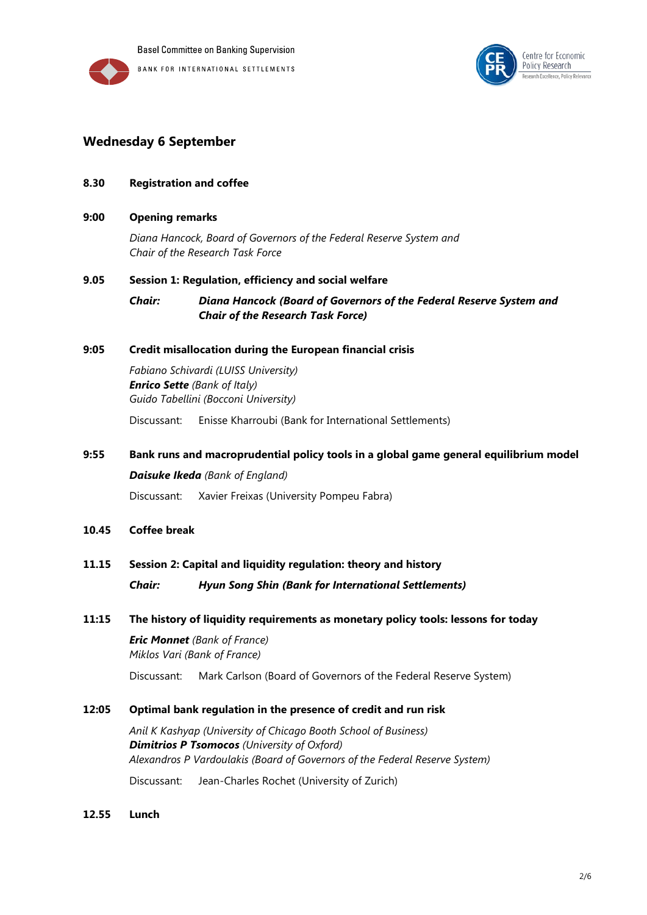## Wednesday 6 September

**8.30 Registration and coffee**

**9:00 Opening remarks**

*Diana Hancock, Board of Governors of the Federal Reserve System and Chair of the Research Task Force*

**9.05 Session 1: Regulation, efficiency and social welfare**

***Chair: Diana Hancock (Board of Governors of the Federal Reserve System and Chair of the Research Task Force)***

**9:05 Credit misallocation during the European financial crisis**

*Fabiano Schivardi (LUISS University)*
***Enrico Sette** (Bank of Italy)*
*Guido Tabellini (Bocconi University)*

Discussant: Enisse Kharroubi (Bank for International Settlements)

**9:55 Bank runs and macroprudential policy tools in a global game general equilibrium model**

***Daisuke Ikeda** (Bank of England)*

Discussant: Xavier Freixas (University Pompeu Fabra)

**10.45 Coffee break**

**11.15 Session 2: Capital and liquidity regulation: theory and history**

***Chair: Hyun Song Shin (Bank for International Settlements)***

**11:15 The history of liquidity requirements as monetary policy tools: lessons for today**

***Eric Monnet** (Bank of France)*
*Miklos Vari (Bank of France)*

Discussant: Mark Carlson (Board of Governors of the Federal Reserve System)

**12:05 Optimal bank regulation in the presence of credit and run risk**

*Anil K Kashyap (University of Chicago Booth School of Business)*
***Dimitrios P Tsomocos** (University of Oxford)*
*Alexandros P Vardoulakis (Board of Governors of the Federal Reserve System)*

Discussant: Jean-Charles Rochet (University of Zurich)

**12.55 Lunch**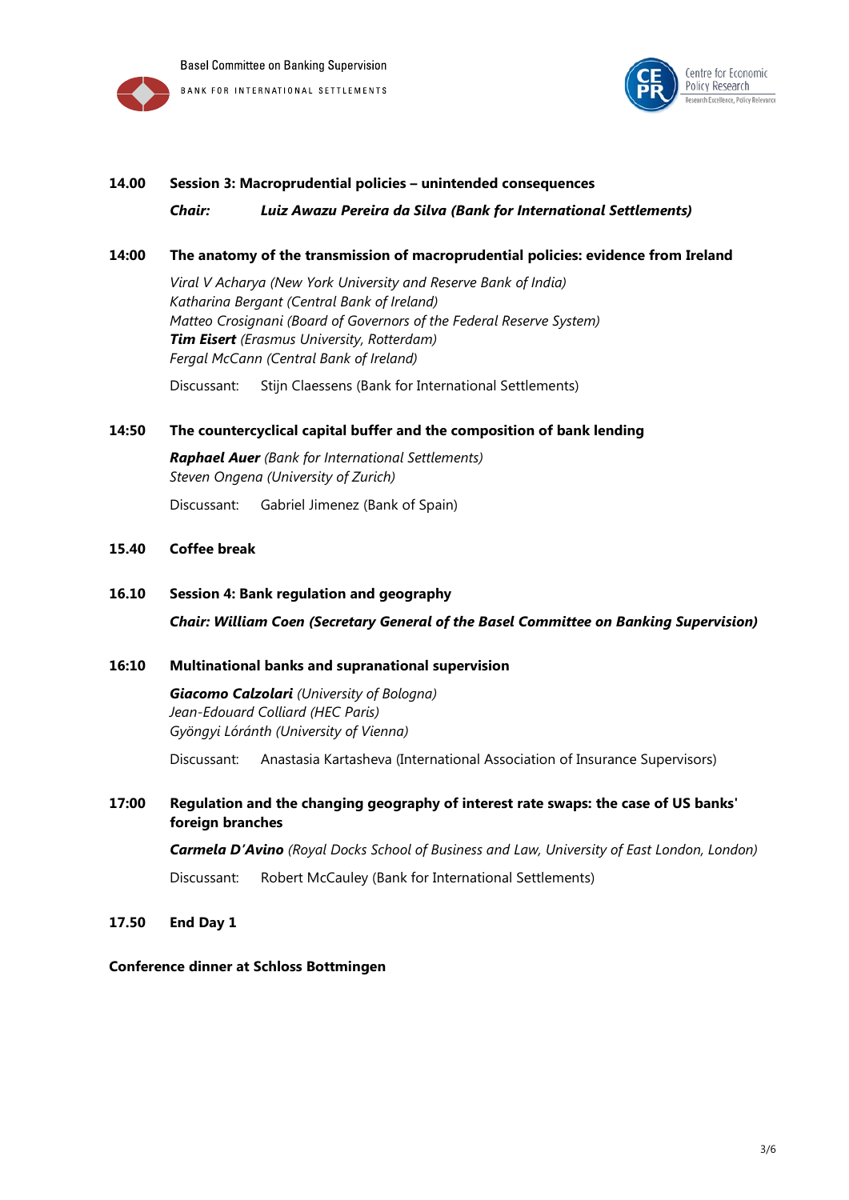**14.00 Session 3: Macroprudential policies – unintended consequences**

***Chair: Luiz Awazu Pereira da Silva (Bank for International Settlements)***

**14:00 The anatomy of the transmission of macroprudential policies: evidence from Ireland**

*Viral V Acharya (New York University and Reserve Bank of India)*
*Katharina Bergant (Central Bank of Ireland)*
*Matteo Crosignani (Board of Governors of the Federal Reserve System)*
***Tim Eisert*** *(Erasmus University, Rotterdam)*
*Fergal McCann (Central Bank of Ireland)*

Discussant: Stijn Claessens (Bank for International Settlements)

**14:50 The countercyclical capital buffer and the composition of bank lending**

***Raphael Auer*** *(Bank for International Settlements)*
*Steven Ongena (University of Zurich)*

Discussant: Gabriel Jimenez (Bank of Spain)

**15.40 Coffee break**

**16.10 Session 4: Bank regulation and geography**

***Chair: William Coen (Secretary General of the Basel Committee on Banking Supervision)***

**16:10 Multinational banks and supranational supervision**

***Giacomo Calzolari*** *(University of Bologna)*
*Jean-Edouard Colliard (HEC Paris)*
*Gyöngyi Lóránth (University of Vienna)*

Discussant: Anastasia Kartasheva (International Association of Insurance Supervisors)

**17:00 Regulation and the changing geography of interest rate swaps: the case of US banks' foreign branches**

***Carmela D'Avino*** *(Royal Docks School of Business and Law, University of East London, London)*

Discussant: Robert McCauley (Bank for International Settlements)

**17.50 End Day 1**

**Conference dinner at Schloss Bottmingen**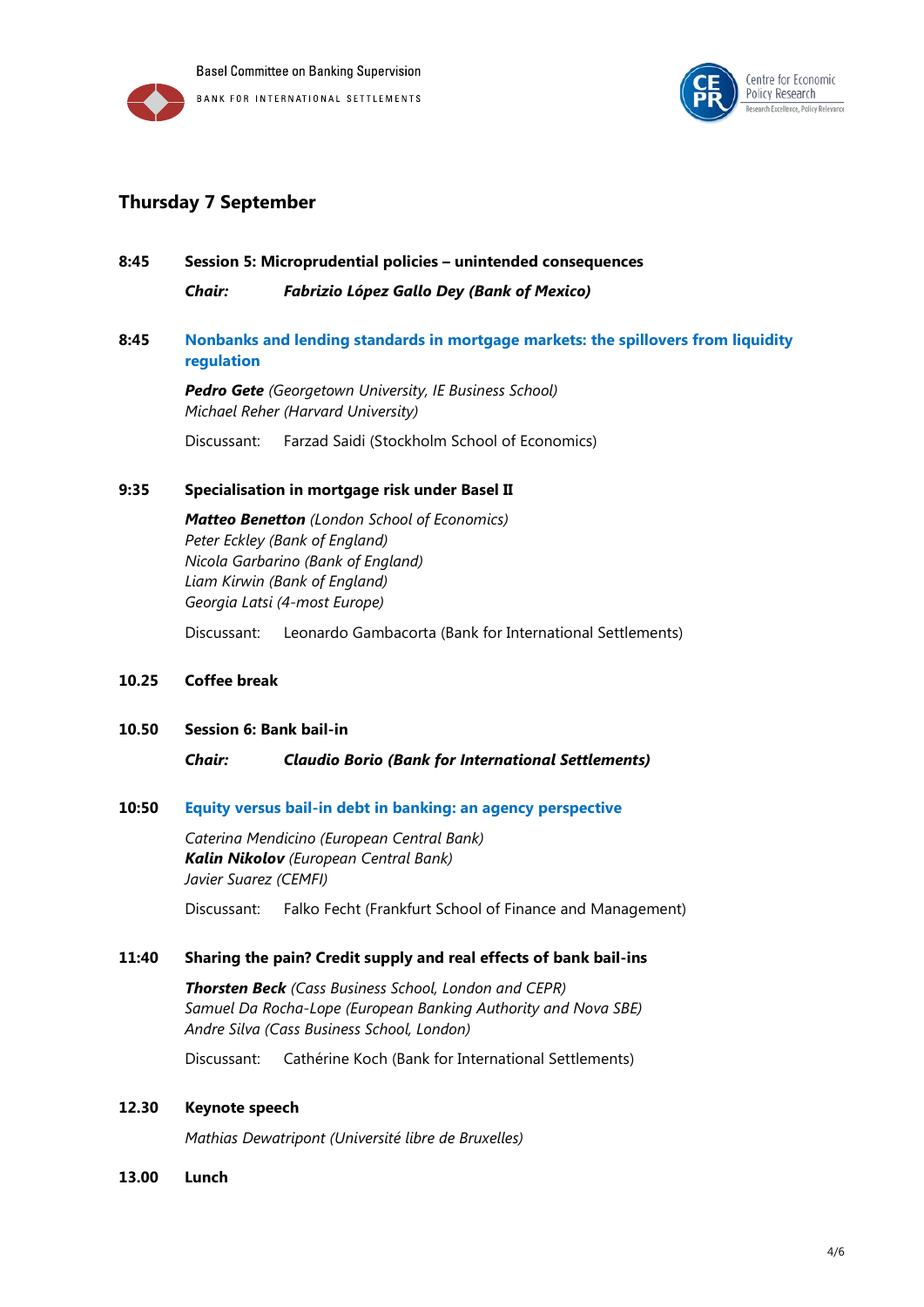## Thursday 7 September

**8:45 Session 5: Microprudential policies – unintended consequences**

***Chair: Fabrizio López Gallo Dey (Bank of Mexico)***

**8:45 Nonbanks and lending standards in mortgage markets: the spillovers from liquidity regulation**

***Pedro Gete*** *(Georgetown University, IE Business School)*
*Michael Reher (Harvard University)*

Discussant: Farzad Saidi (Stockholm School of Economics)

**9:35 Specialisation in mortgage risk under Basel II**

***Matteo Benetton*** *(London School of Economics)*
*Peter Eckley (Bank of England)*
*Nicola Garbarino (Bank of England)*
*Liam Kirwin (Bank of England)*
*Georgia Latsi (4-most Europe)*

Discussant: Leonardo Gambacorta (Bank for International Settlements)

**10.25 Coffee break**

**10.50 Session 6: Bank bail-in**

***Chair: Claudio Borio (Bank for International Settlements)***

**10:50 Equity versus bail-in debt in banking: an agency perspective**

*Caterina Mendicino (European Central Bank)*
***Kalin Nikolov*** *(European Central Bank)*
*Javier Suarez (CEMFI)*

Discussant: Falko Fecht (Frankfurt School of Finance and Management)

**11:40 Sharing the pain? Credit supply and real effects of bank bail-ins**

***Thorsten Beck*** *(Cass Business School, London and CEPR)*
*Samuel Da Rocha-Lope (European Banking Authority and Nova SBE)*
*Andre Silva (Cass Business School, London)*

Discussant: Cathérine Koch (Bank for International Settlements)

**12.30 Keynote speech**

*Mathias Dewatripont (Université libre de Bruxelles)*

**13.00 Lunch**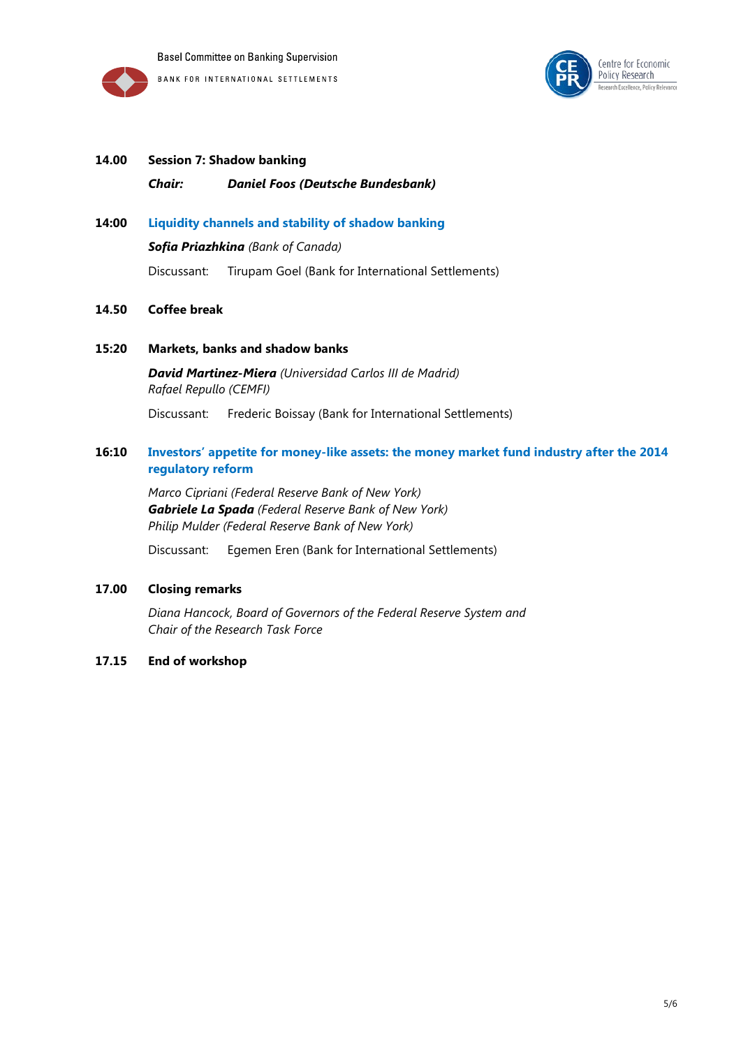**14.00** **Session 7: Shadow banking**

***Chair:*** ***Daniel Foos (Deutsche Bundesbank)***

**14:00** **Liquidity channels and stability of shadow banking**

***Sofia Priazhkina*** *(Bank of Canada)*

Discussant: Tirupam Goel (Bank for International Settlements)

**14.50** **Coffee break**

**15:20** **Markets, banks and shadow banks**

***David Martinez-Miera*** *(Universidad Carlos III de Madrid)*
*Rafael Repullo (CEMFI)*

Discussant: Frederic Boissay (Bank for International Settlements)

**16:10** **Investors' appetite for money-like assets: the money market fund industry after the 2014 regulatory reform**

*Marco Cipriani (Federal Reserve Bank of New York)*
***Gabriele La Spada*** *(Federal Reserve Bank of New York)*
*Philip Mulder (Federal Reserve Bank of New York)*

Discussant: Egemen Eren (Bank for International Settlements)

**17.00** **Closing remarks**

*Diana Hancock, Board of Governors of the Federal Reserve System and Chair of the Research Task Force*

**17.15** **End of workshop**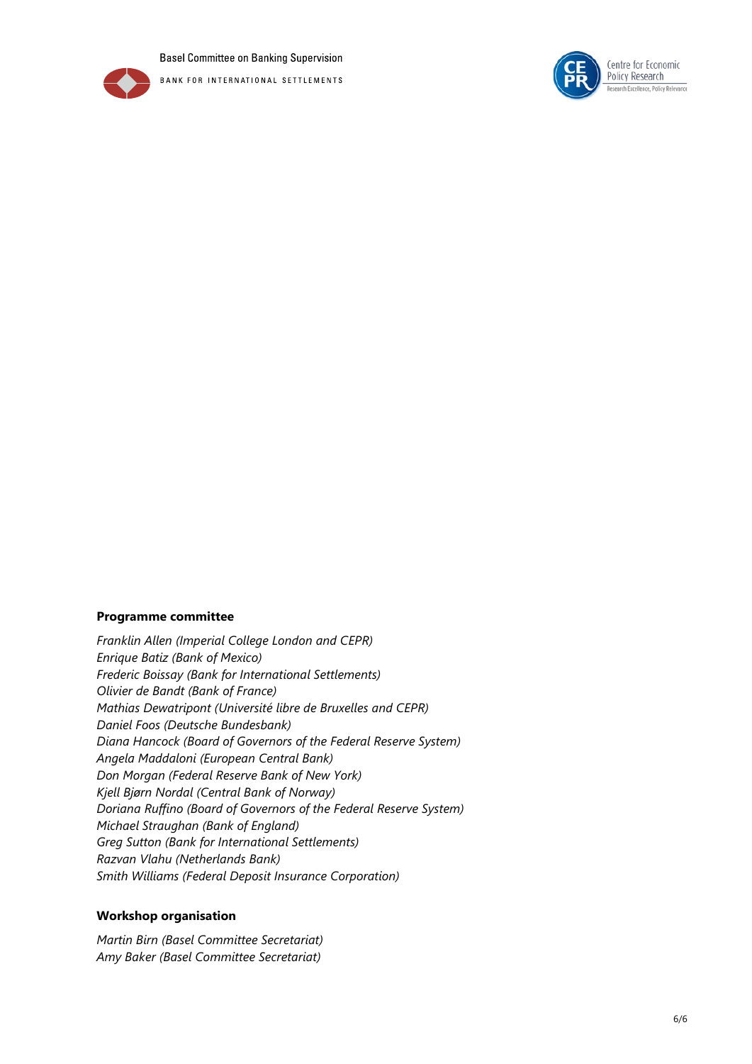### Programme committee

*Franklin Allen (Imperial College London and CEPR)*
*Enrique Batiz (Bank of Mexico)*
*Frederic Boissay (Bank for International Settlements)*
*Olivier de Bandt (Bank of France)*
*Mathias Dewatripont (Université libre de Bruxelles and CEPR)*
*Daniel Foos (Deutsche Bundesbank)*
*Diana Hancock (Board of Governors of the Federal Reserve System)*
*Angela Maddaloni (European Central Bank)*
*Don Morgan (Federal Reserve Bank of New York)*
*Kjell Bjørn Nordal (Central Bank of Norway)*
*Doriana Ruffino (Board of Governors of the Federal Reserve System)*
*Michael Straughan (Bank of England)*
*Greg Sutton (Bank for International Settlements)*
*Razvan Vlahu (Netherlands Bank)*
*Smith Williams (Federal Deposit Insurance Corporation)*

### Workshop organisation

*Martin Birn (Basel Committee Secretariat)*
*Amy Baker (Basel Committee Secretariat)*